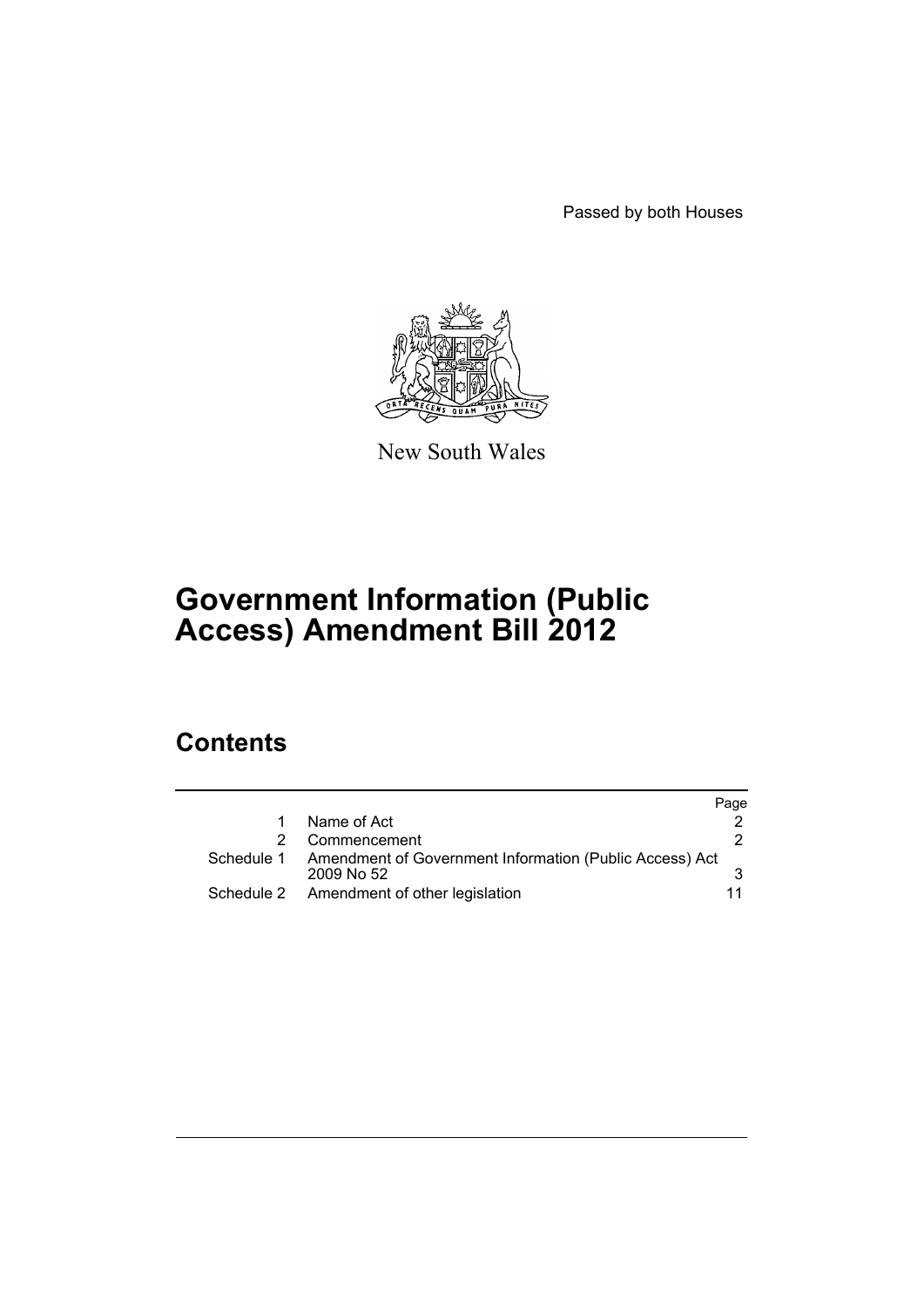Passed by both Houses

New South Wales

# Government Information (Public Access) Amendment Bill 2012

## Contents

| | | Page |
|---|---|---|
| 1 | Name of Act | 2 |
| 2 | Commencement | 2 |
| Schedule 1 | Amendment of Government Information (Public Access) Act 2009 No 52 | 3 |
| Schedule 2 | Amendment of other legislation | 11 |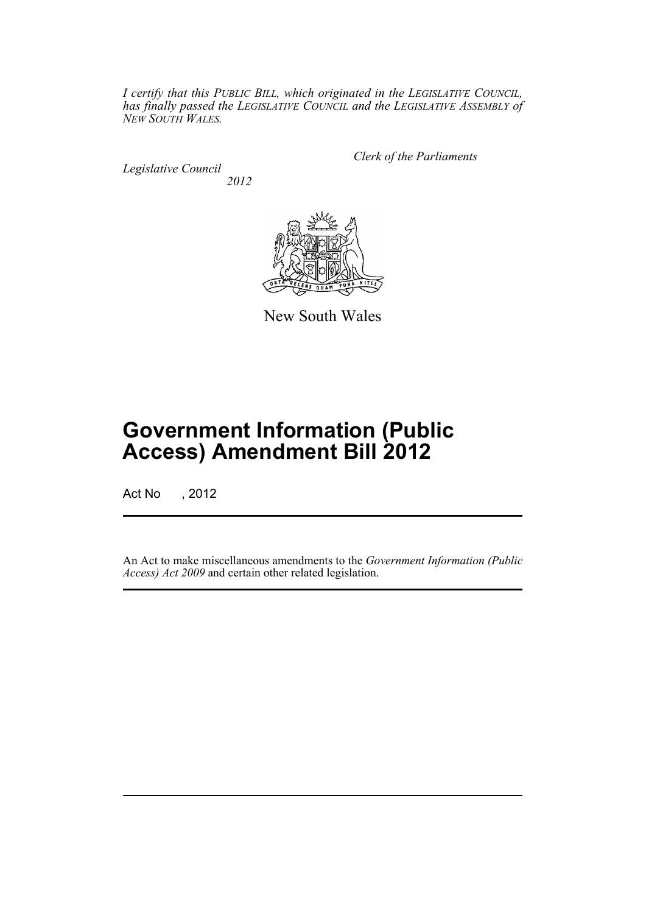*I certify that this PUBLIC BILL, which originated in the LEGISLATIVE COUNCIL, has finally passed the LEGISLATIVE COUNCIL and the LEGISLATIVE ASSEMBLY of NEW SOUTH WALES.*

*Clerk of the Parliaments*

*Legislative Council*

*2012*

New South Wales

# Government Information (Public Access) Amendment Bill 2012

Act No , 2012

An Act to make miscellaneous amendments to the *Government Information (Public Access) Act 2009* and certain other related legislation.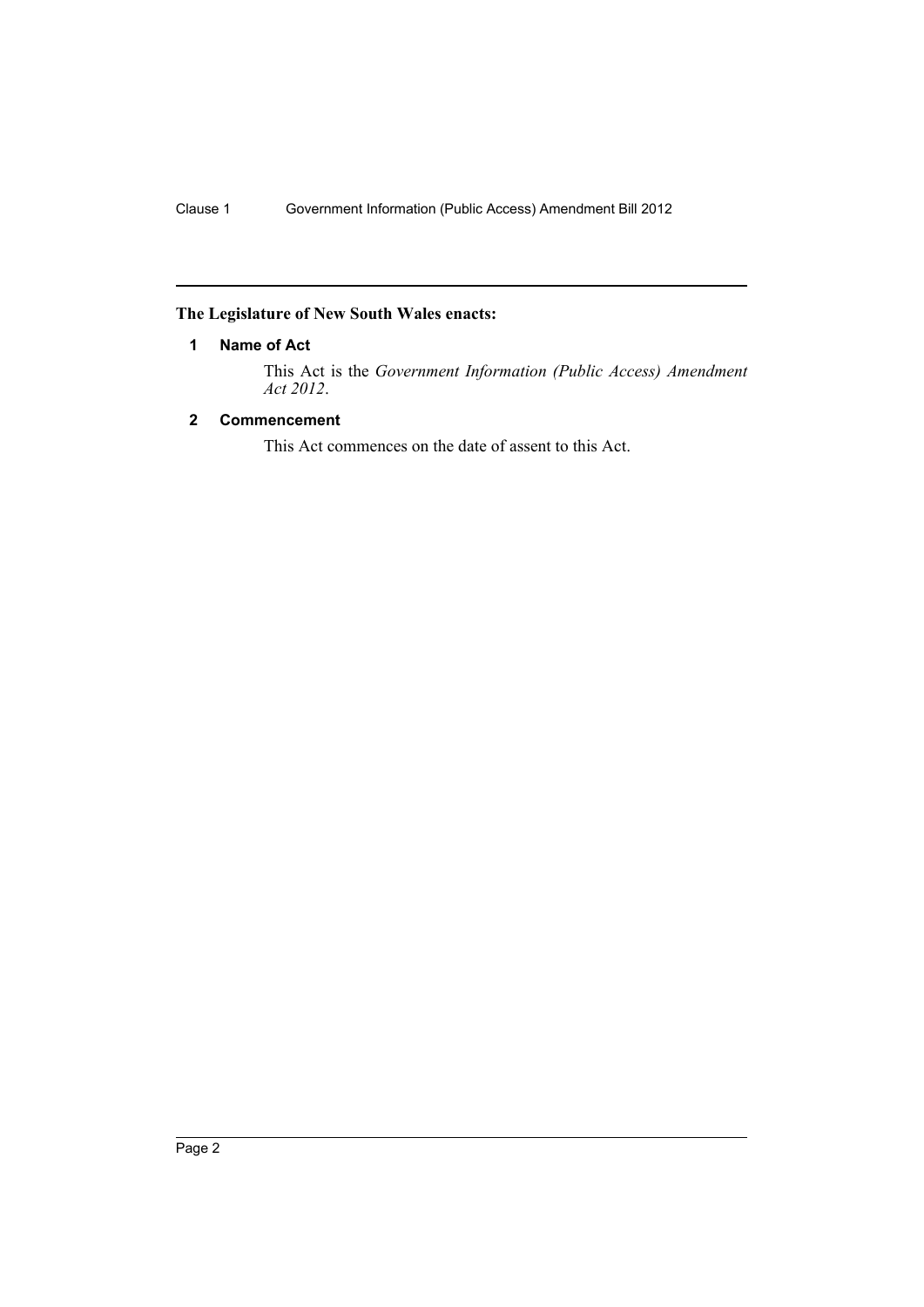**The Legislature of New South Wales enacts:**

### 1 Name of Act

This Act is the *Government Information (Public Access) Amendment Act 2012*.

### 2 Commencement

This Act commences on the date of assent to this Act.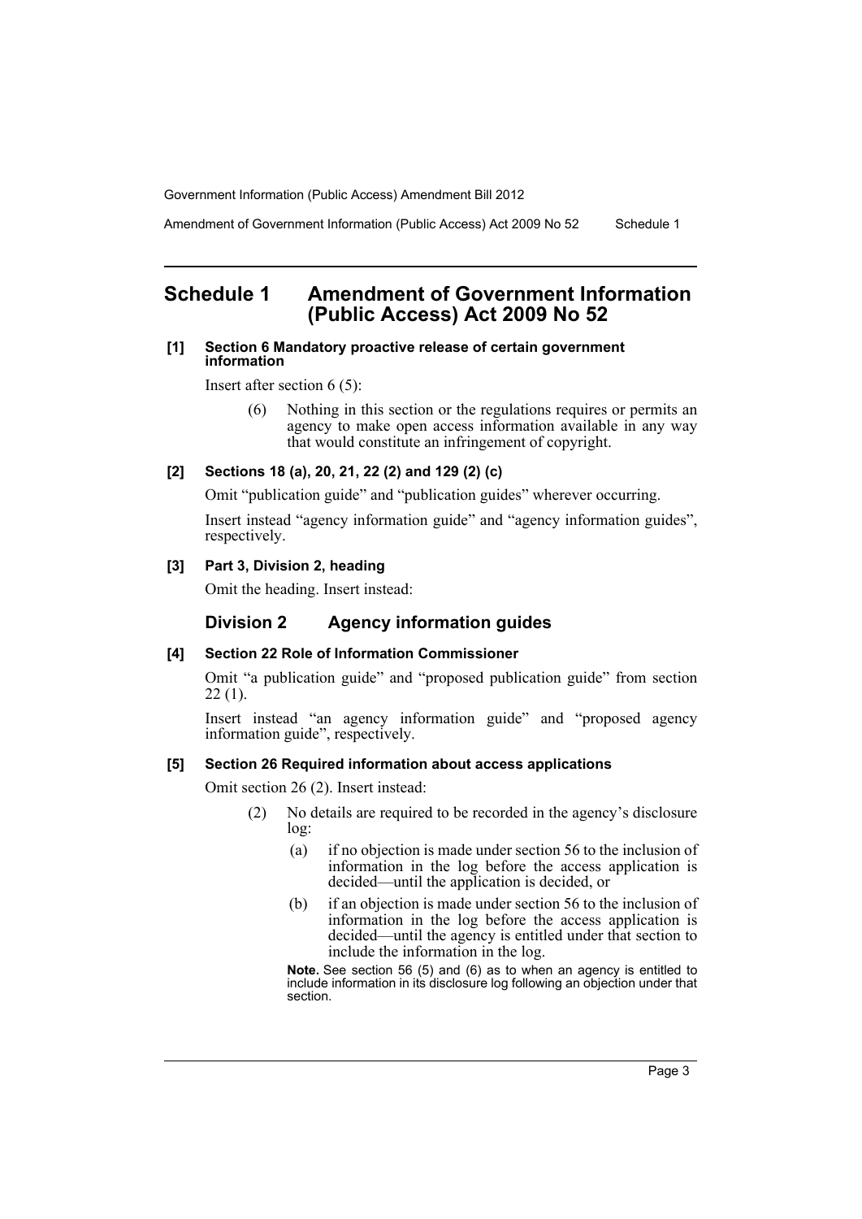## Schedule 1 Amendment of Government Information (Public Access) Act 2009 No 52

**[1] Section 6 Mandatory proactive release of certain government information**

Insert after section 6 (5):

> (6) Nothing in this section or the regulations requires or permits an agency to make open access information available in any way that would constitute an infringement of copyright.

**[2] Sections 18 (a), 20, 21, 22 (2) and 129 (2) (c)**

Omit "publication guide" and "publication guides" wherever occurring.

Insert instead "agency information guide" and "agency information guides", respectively.

**[3] Part 3, Division 2, heading**

Omit the heading. Insert instead:

### Division 2 Agency information guides

**[4] Section 22 Role of Information Commissioner**

Omit "a publication guide" and "proposed publication guide" from section 22 (1).

Insert instead "an agency information guide" and "proposed agency information guide", respectively.

**[5] Section 26 Required information about access applications**

Omit section 26 (2). Insert instead:

> (2) No details are required to be recorded in the agency's disclosure log:
>
> (a) if no objection is made under section 56 to the inclusion of information in the log before the access application is decided—until the application is decided, or
>
> (b) if an objection is made under section 56 to the inclusion of information in the log before the access application is decided—until the agency is entitled under that section to include the information in the log.
>
> **Note.** See section 56 (5) and (6) as to when an agency is entitled to include information in its disclosure log following an objection under that section.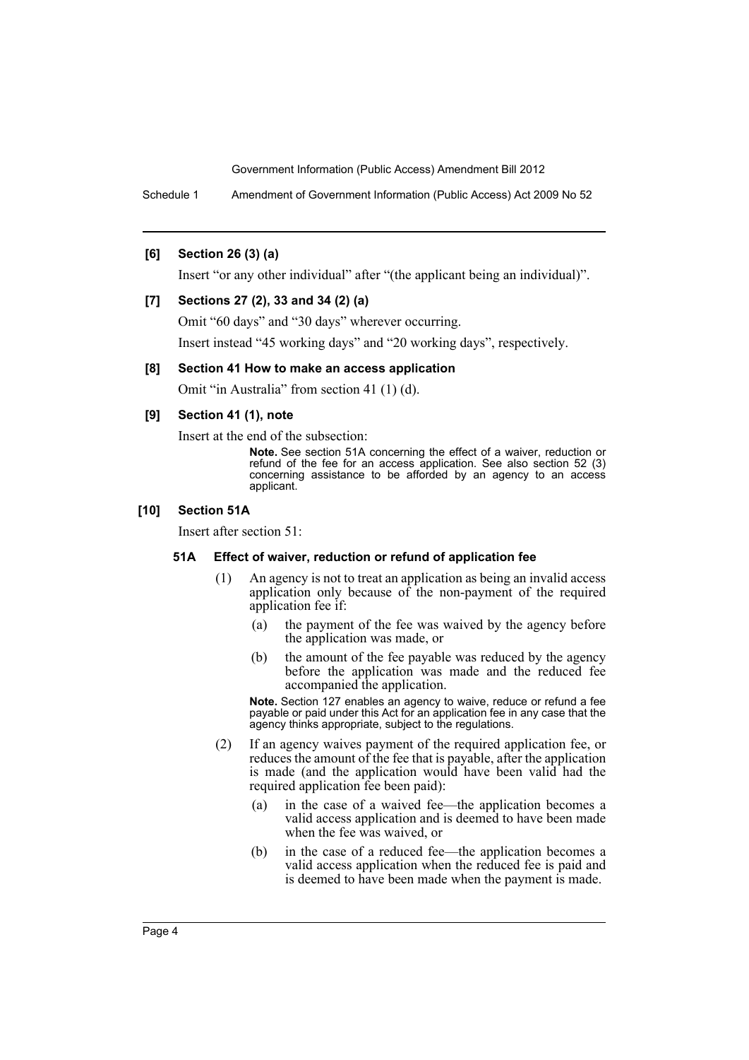**[6] Section 26 (3) (a)**

Insert "or any other individual" after "(the applicant being an individual)".

**[7] Sections 27 (2), 33 and 34 (2) (a)**

Omit "60 days" and "30 days" wherever occurring.

Insert instead "45 working days" and "20 working days", respectively.

**[8] Section 41 How to make an access application**

Omit "in Australia" from section 41 (1) (d).

**[9] Section 41 (1), note**

Insert at the end of the subsection:

> **Note.** See section 51A concerning the effect of a waiver, reduction or refund of the fee for an access application. See also section 52 (3) concerning assistance to be afforded by an agency to an access applicant.

**[10] Section 51A**

Insert after section 51:

**51A Effect of waiver, reduction or refund of application fee**

(1) An agency is not to treat an application as being an invalid access application only because of the non-payment of the required application fee if:

(a) the payment of the fee was waived by the agency before the application was made, or

(b) the amount of the fee payable was reduced by the agency before the application was made and the reduced fee accompanied the application.

**Note.** Section 127 enables an agency to waive, reduce or refund a fee payable or paid under this Act for an application fee in any case that the agency thinks appropriate, subject to the regulations.

(2) If an agency waives payment of the required application fee, or reduces the amount of the fee that is payable, after the application is made (and the application would have been valid had the required application fee been paid):

(a) in the case of a waived fee—the application becomes a valid access application and is deemed to have been made when the fee was waived, or

(b) in the case of a reduced fee—the application becomes a valid access application when the reduced fee is paid and is deemed to have been made when the payment is made.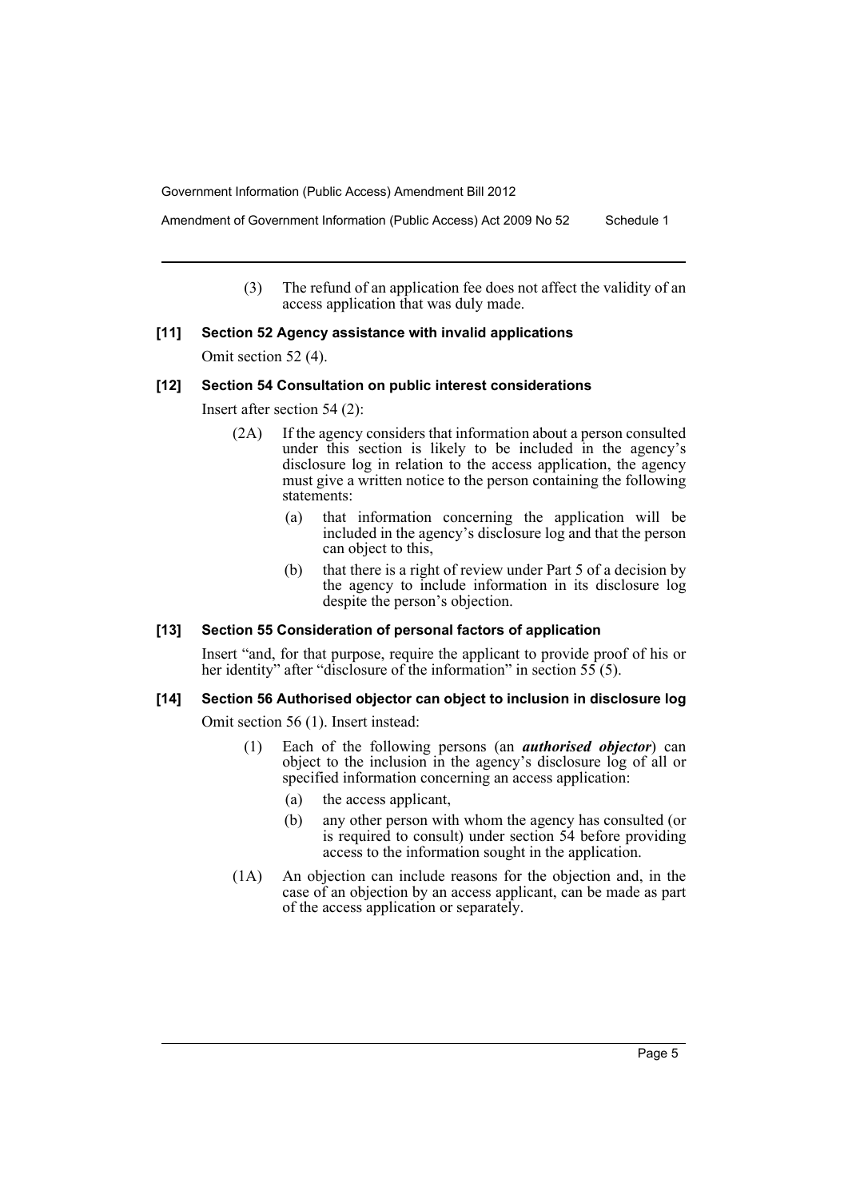(3) The refund of an application fee does not affect the validity of an access application that was duly made.

### [11] Section 52 Agency assistance with invalid applications

Omit section 52 (4).

### [12] Section 54 Consultation on public interest considerations

Insert after section 54 (2):

(2A) If the agency considers that information about a person consulted under this section is likely to be included in the agency's disclosure log in relation to the access application, the agency must give a written notice to the person containing the following statements:

(a) that information concerning the application will be included in the agency's disclosure log and that the person can object to this,

(b) that there is a right of review under Part 5 of a decision by the agency to include information in its disclosure log despite the person's objection.

### [13] Section 55 Consideration of personal factors of application

Insert "and, for that purpose, require the applicant to provide proof of his or her identity" after "disclosure of the information" in section 55 (5).

### [14] Section 56 Authorised objector can object to inclusion in disclosure log

Omit section 56 (1). Insert instead:

(1) Each of the following persons (an ***authorised objector***) can object to the inclusion in the agency's disclosure log of all or specified information concerning an access application:

(a) the access applicant,

(b) any other person with whom the agency has consulted (or is required to consult) under section 54 before providing access to the information sought in the application.

(1A) An objection can include reasons for the objection and, in the case of an objection by an access applicant, can be made as part of the access application or separately.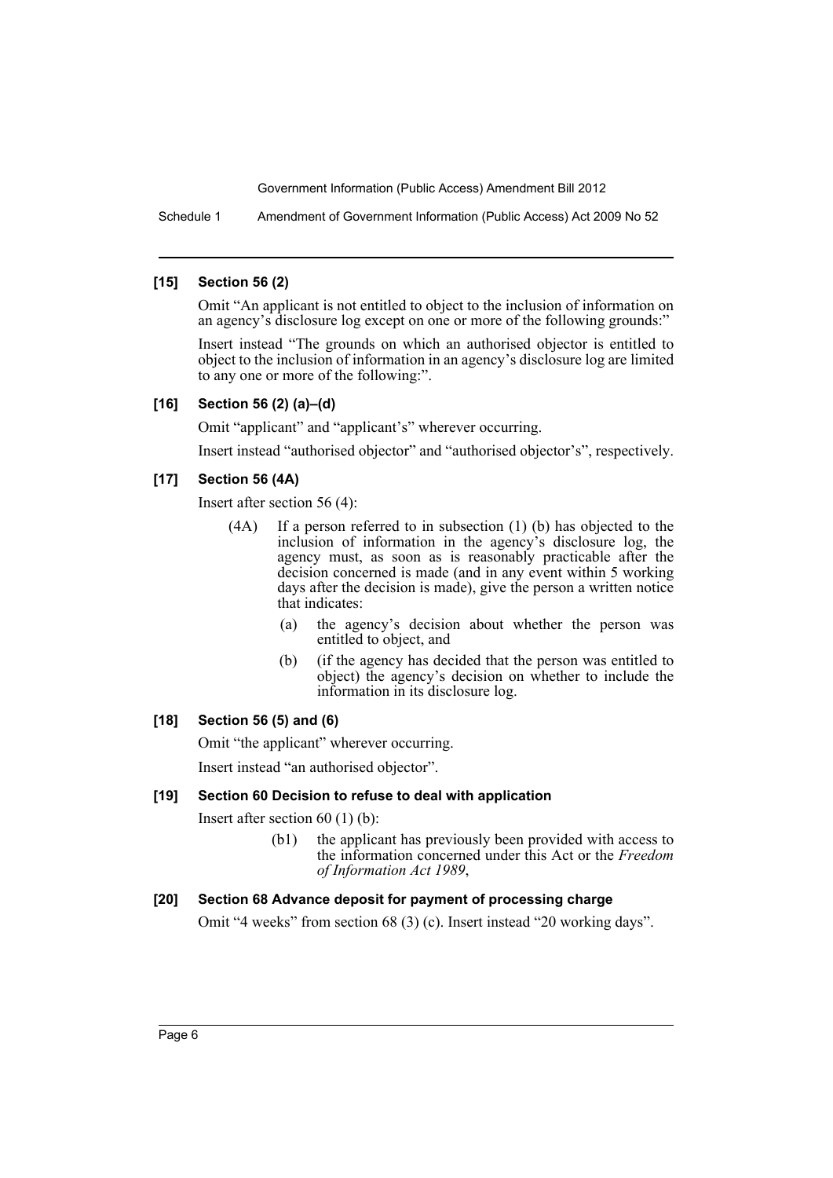### [15] Section 56 (2)

Omit "An applicant is not entitled to object to the inclusion of information on an agency's disclosure log except on one or more of the following grounds:"

Insert instead "The grounds on which an authorised objector is entitled to object to the inclusion of information in an agency's disclosure log are limited to any one or more of the following:".

### [16] Section 56 (2) (a)–(d)

Omit "applicant" and "applicant's" wherever occurring.

Insert instead "authorised objector" and "authorised objector's", respectively.

### [17] Section 56 (4A)

Insert after section 56 (4):

> (4A) If a person referred to in subsection (1) (b) has objected to the inclusion of information in the agency's disclosure log, the agency must, as soon as is reasonably practicable after the decision concerned is made (and in any event within 5 working days after the decision is made), give the person a written notice that indicates:
>
> (a) the agency's decision about whether the person was entitled to object, and
>
> (b) (if the agency has decided that the person was entitled to object) the agency's decision on whether to include the information in its disclosure log.

### [18] Section 56 (5) and (6)

Omit "the applicant" wherever occurring.

Insert instead "an authorised objector".

### [19] Section 60 Decision to refuse to deal with application

Insert after section 60 (1) (b):

> (b1) the applicant has previously been provided with access to the information concerned under this Act or the *Freedom of Information Act 1989*,

### [20] Section 68 Advance deposit for payment of processing charge

Omit "4 weeks" from section 68 (3) (c). Insert instead "20 working days".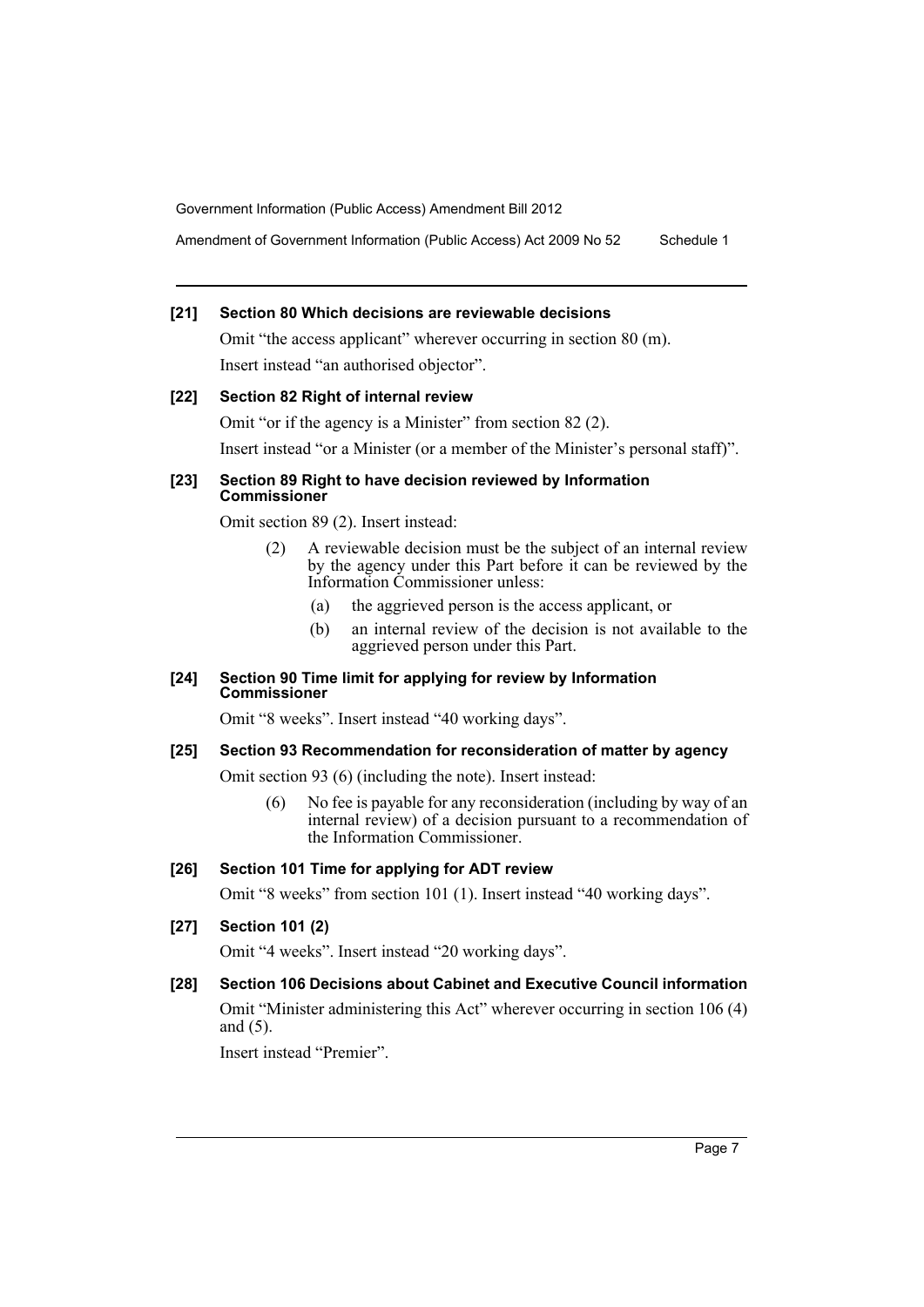**[21] Section 80 Which decisions are reviewable decisions**

Omit "the access applicant" wherever occurring in section 80 (m).

Insert instead "an authorised objector".

**[22] Section 82 Right of internal review**

Omit "or if the agency is a Minister" from section 82 (2).

Insert instead "or a Minister (or a member of the Minister's personal staff)".

**[23] Section 89 Right to have decision reviewed by Information Commissioner**

Omit section 89 (2). Insert instead:

> (2) A reviewable decision must be the subject of an internal review by the agency under this Part before it can be reviewed by the Information Commissioner unless:
>
> (a) the aggrieved person is the access applicant, or
>
> (b) an internal review of the decision is not available to the aggrieved person under this Part.

**[24] Section 90 Time limit for applying for review by Information Commissioner**

Omit "8 weeks". Insert instead "40 working days".

**[25] Section 93 Recommendation for reconsideration of matter by agency**

Omit section 93 (6) (including the note). Insert instead:

> (6) No fee is payable for any reconsideration (including by way of an internal review) of a decision pursuant to a recommendation of the Information Commissioner.

**[26] Section 101 Time for applying for ADT review**

Omit "8 weeks" from section 101 (1). Insert instead "40 working days".

**[27] Section 101 (2)**

Omit "4 weeks". Insert instead "20 working days".

**[28] Section 106 Decisions about Cabinet and Executive Council information**

Omit "Minister administering this Act" wherever occurring in section 106 (4) and (5).

Insert instead "Premier".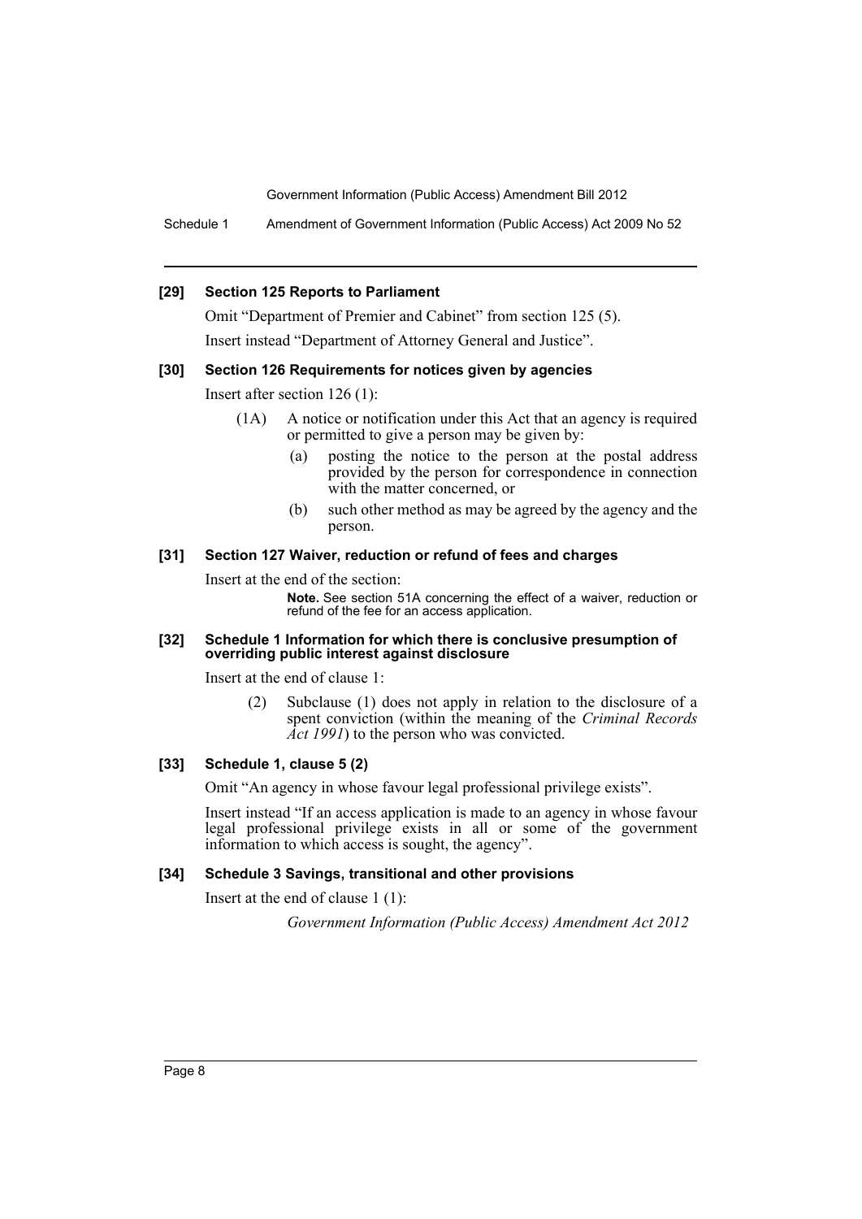**[29] Section 125 Reports to Parliament**

Omit "Department of Premier and Cabinet" from section 125 (5).

Insert instead "Department of Attorney General and Justice".

**[30] Section 126 Requirements for notices given by agencies**

Insert after section 126 (1):

> (1A) A notice or notification under this Act that an agency is required or permitted to give a person may be given by:
>
> (a) posting the notice to the person at the postal address provided by the person for correspondence in connection with the matter concerned, or
>
> (b) such other method as may be agreed by the agency and the person.

**[31] Section 127 Waiver, reduction or refund of fees and charges**

Insert at the end of the section:

> **Note.** See section 51A concerning the effect of a waiver, reduction or refund of the fee for an access application.

**[32] Schedule 1 Information for which there is conclusive presumption of overriding public interest against disclosure**

Insert at the end of clause 1:

> (2) Subclause (1) does not apply in relation to the disclosure of a spent conviction (within the meaning of the *Criminal Records Act 1991*) to the person who was convicted.

**[33] Schedule 1, clause 5 (2)**

Omit "An agency in whose favour legal professional privilege exists".

Insert instead "If an access application is made to an agency in whose favour legal professional privilege exists in all or some of the government information to which access is sought, the agency".

**[34] Schedule 3 Savings, transitional and other provisions**

Insert at the end of clause 1 (1):

> *Government Information (Public Access) Amendment Act 2012*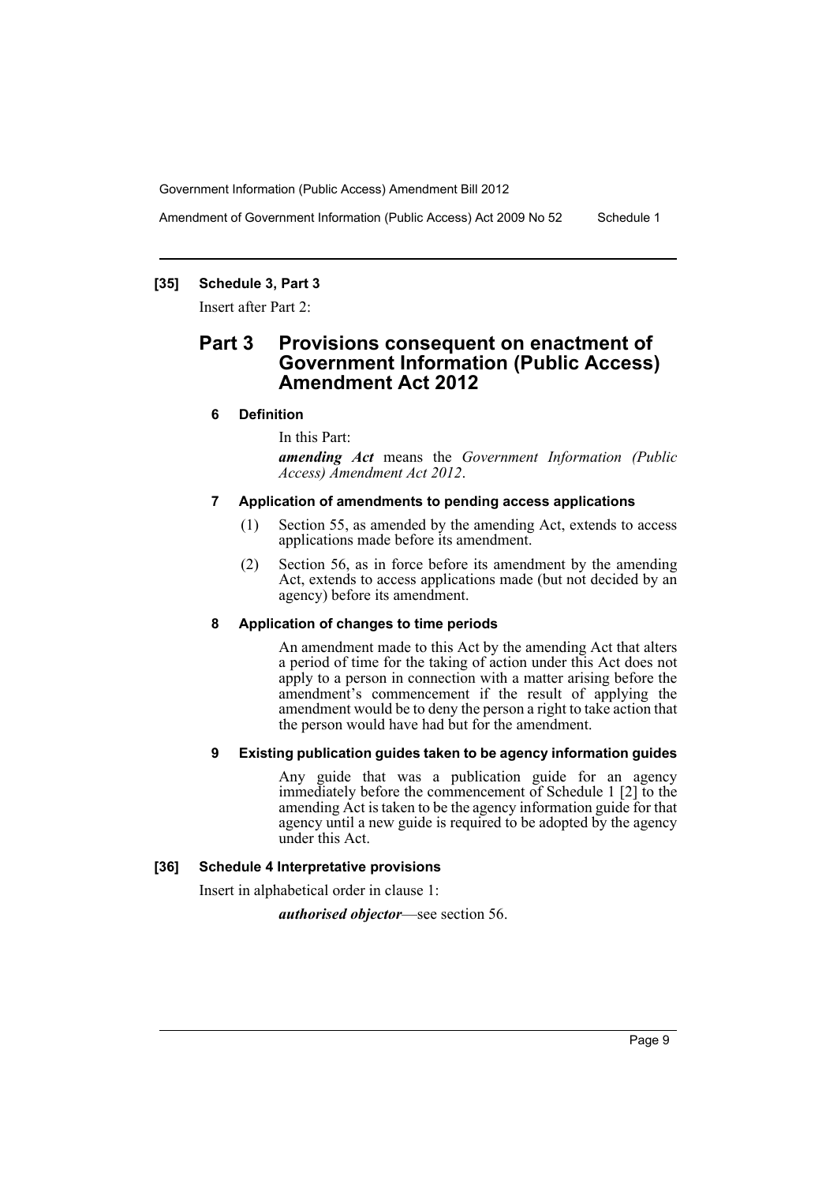**[35] Schedule 3, Part 3**

Insert after Part 2:

## Part 3 Provisions consequent on enactment of Government Information (Public Access) Amendment Act 2012

**6 Definition**

In this Part:

***amending Act*** means the *Government Information (Public Access) Amendment Act 2012*.

**7 Application of amendments to pending access applications**

(1) Section 55, as amended by the amending Act, extends to access applications made before its amendment.

(2) Section 56, as in force before its amendment by the amending Act, extends to access applications made (but not decided by an agency) before its amendment.

**8 Application of changes to time periods**

An amendment made to this Act by the amending Act that alters a period of time for the taking of action under this Act does not apply to a person in connection with a matter arising before the amendment's commencement if the result of applying the amendment would be to deny the person a right to take action that the person would have had but for the amendment.

**9 Existing publication guides taken to be agency information guides**

Any guide that was a publication guide for an agency immediately before the commencement of Schedule 1 [2] to the amending Act is taken to be the agency information guide for that agency until a new guide is required to be adopted by the agency under this Act.

**[36] Schedule 4 Interpretative provisions**

Insert in alphabetical order in clause 1:

***authorised objector***—see section 56.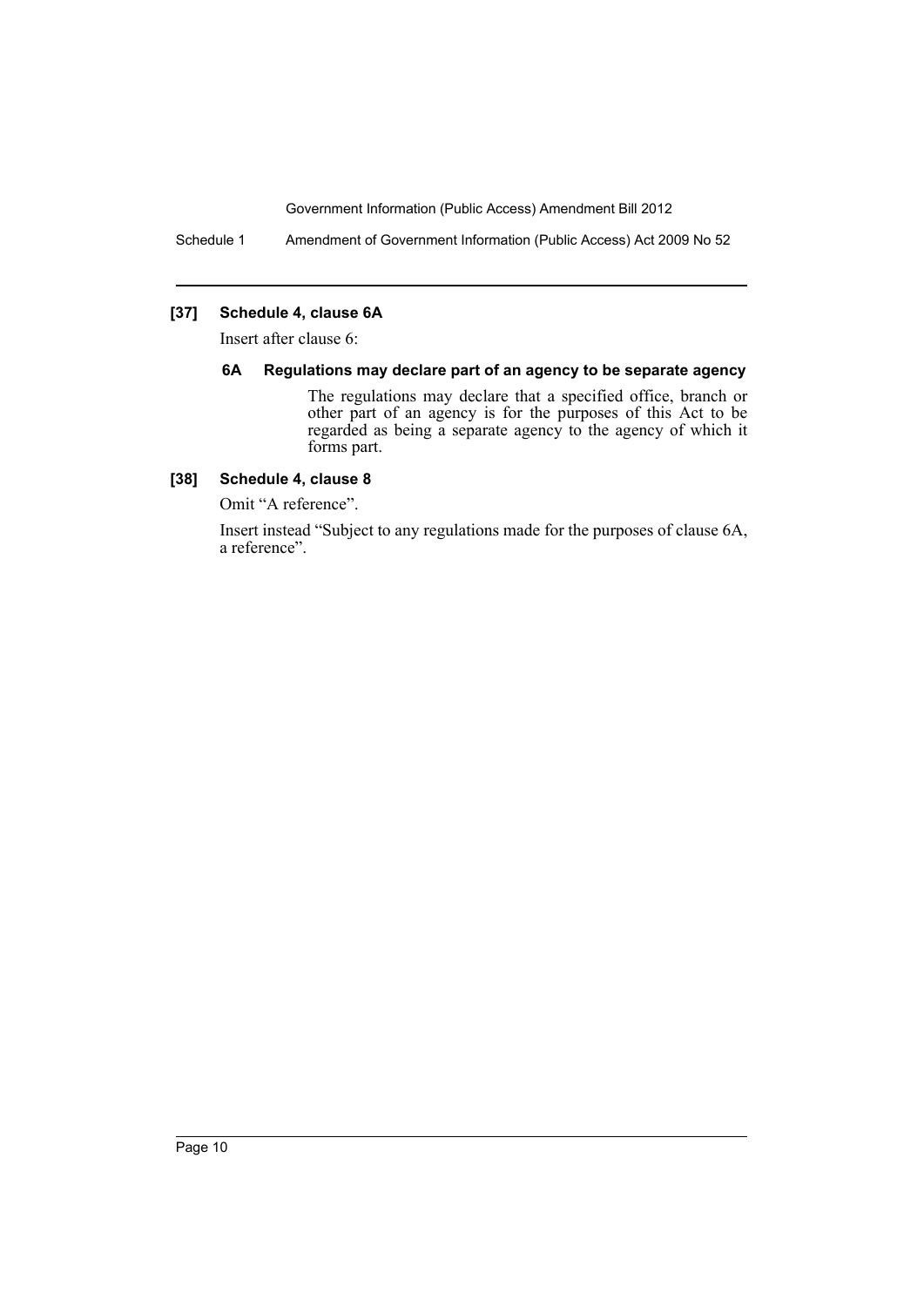### [37] Schedule 4, clause 6A

Insert after clause 6:

#### 6A Regulations may declare part of an agency to be separate agency

The regulations may declare that a specified office, branch or other part of an agency is for the purposes of this Act to be regarded as being a separate agency to the agency of which it forms part.

### [38] Schedule 4, clause 8

Omit "A reference".

Insert instead "Subject to any regulations made for the purposes of clause 6A, a reference".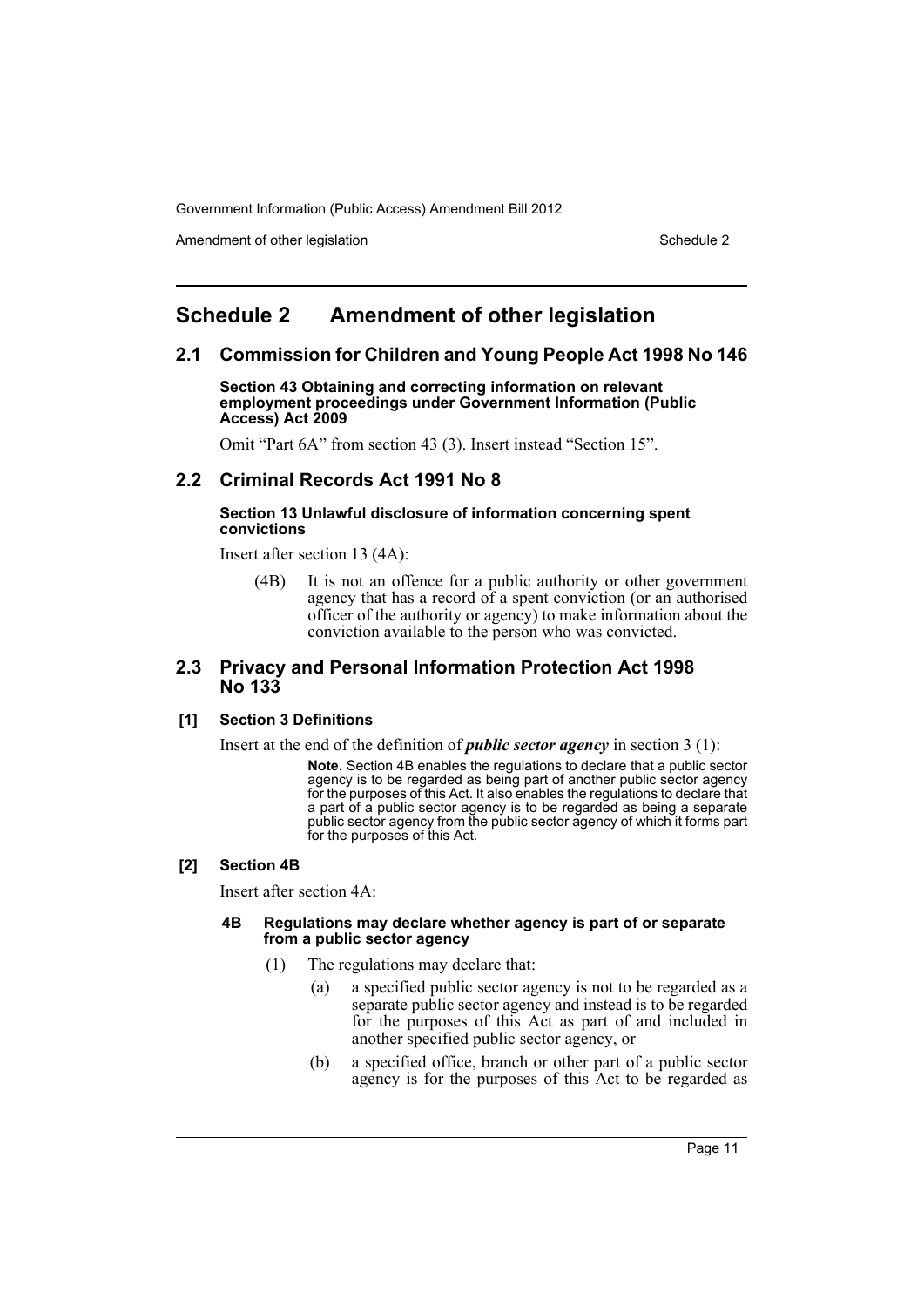# Schedule 2 Amendment of other legislation

## 2.1 Commission for Children and Young People Act 1998 No 146

**Section 43 Obtaining and correcting information on relevant employment proceedings under Government Information (Public Access) Act 2009**

Omit "Part 6A" from section 43 (3). Insert instead "Section 15".

## 2.2 Criminal Records Act 1991 No 8

**Section 13 Unlawful disclosure of information concerning spent convictions**

Insert after section 13 (4A):

> (4B) It is not an offence for a public authority or other government agency that has a record of a spent conviction (or an authorised officer of the authority or agency) to make information about the conviction available to the person who was convicted.

## 2.3 Privacy and Personal Information Protection Act 1998 No 133

**[1] Section 3 Definitions**

Insert at the end of the definition of ***public sector agency*** in section 3 (1):

> **Note.** Section 4B enables the regulations to declare that a public sector agency is to be regarded as being part of another public sector agency for the purposes of this Act. It also enables the regulations to declare that a part of a public sector agency is to be regarded as being a separate public sector agency from the public sector agency of which it forms part for the purposes of this Act.

**[2] Section 4B**

Insert after section 4A:

> **4B Regulations may declare whether agency is part of or separate from a public sector agency**
>
> (1) The regulations may declare that:
>
> (a) a specified public sector agency is not to be regarded as a separate public sector agency and instead is to be regarded for the purposes of this Act as part of and included in another specified public sector agency, or
>
> (b) a specified office, branch or other part of a public sector agency is for the purposes of this Act to be regarded as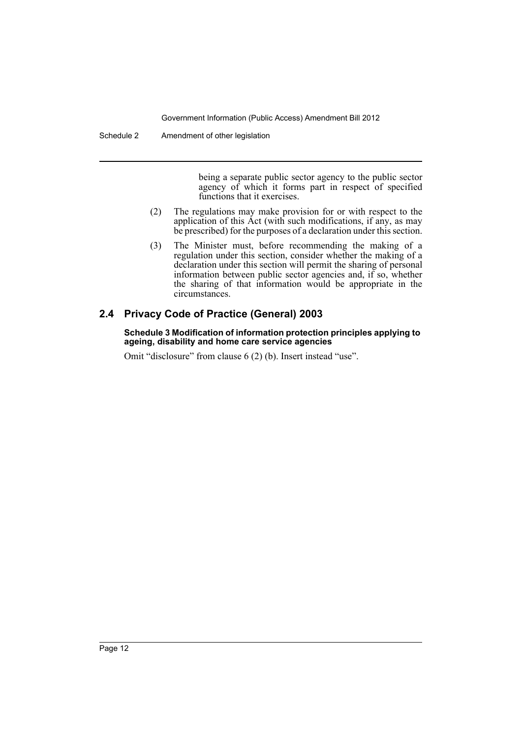being a separate public sector agency to the public sector agency of which it forms part in respect of specified functions that it exercises.

(2) The regulations may make provision for or with respect to the application of this Act (with such modifications, if any, as may be prescribed) for the purposes of a declaration under this section.

(3) The Minister must, before recommending the making of a regulation under this section, consider whether the making of a declaration under this section will permit the sharing of personal information between public sector agencies and, if so, whether the sharing of that information would be appropriate in the circumstances.

## 2.4 Privacy Code of Practice (General) 2003

**Schedule 3 Modification of information protection principles applying to ageing, disability and home care service agencies**

Omit "disclosure" from clause 6 (2) (b). Insert instead "use".